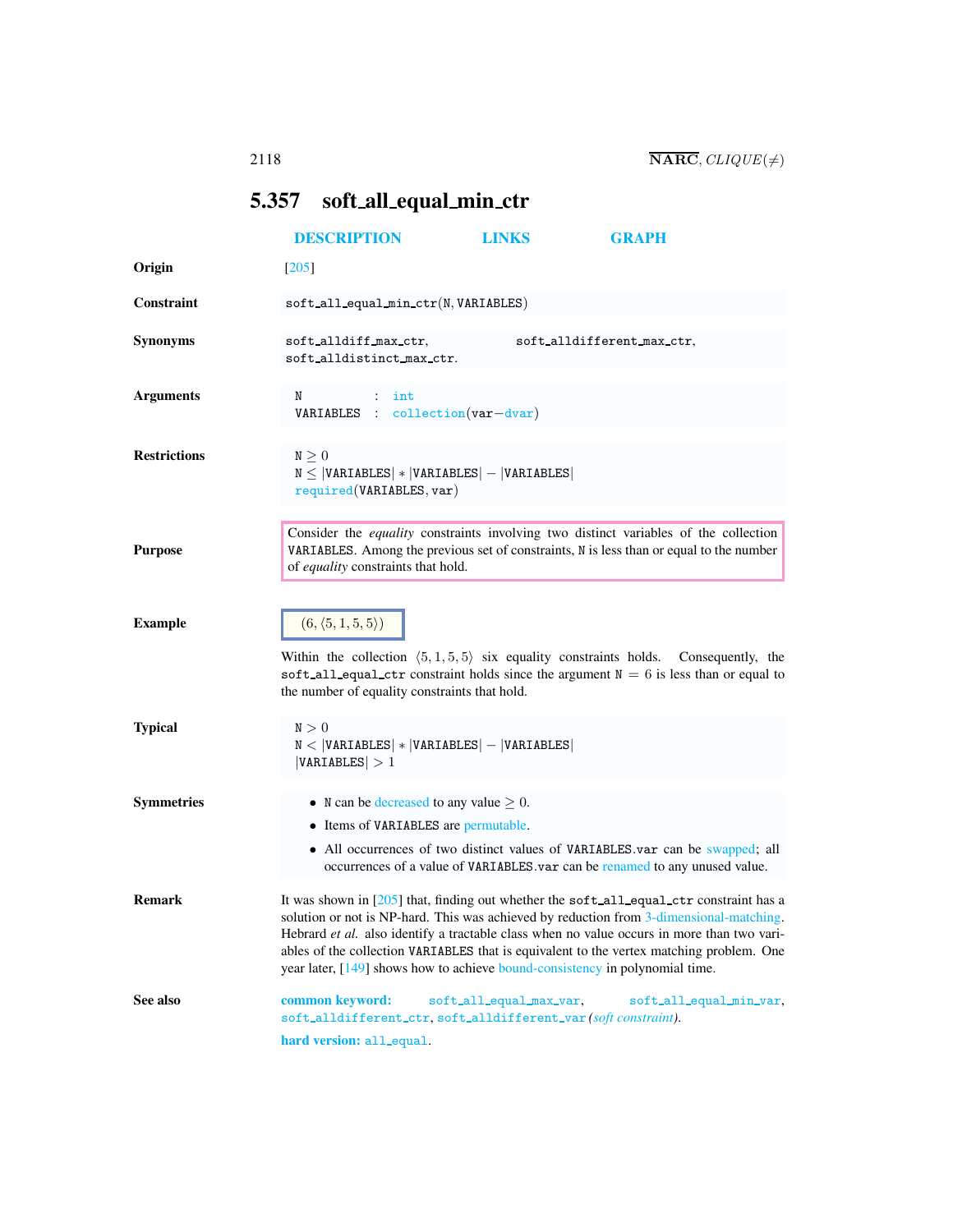# 5.357 soft_all_equal_min_ctr

DESCRIPTION LINKS GRAPH

**Origin** [205]

**Constraint** soft_all_equal_min_ctr(N, VARIABLES)

**Synonyms** soft_alldiff_max_ctr, soft_alldifferent_max_ctr, soft_alldistinct_max_ctr.

**Arguments**

| | | |
|---|---|---|
| N | : | int |
| VARIABLES | : | collection(var−dvar) |

**Restrictions**

$\mathtt{N} \geq 0$
$\mathtt{N} \leq |\mathtt{VARIABLES}| * |\mathtt{VARIABLES}| - |\mathtt{VARIABLES}|$
required(VARIABLES, var)

**Purpose**

Consider the *equality* constraints involving two distinct variables of the collection VARIABLES. Among the previous set of constraints, N is less than or equal to the number of *equality* constraints that hold.

**Example**

$(6, \langle 5, 1, 5, 5 \rangle)$

Within the collection $\langle 5, 1, 5, 5 \rangle$ six equality constraints holds. Consequently, the soft_all_equal_ctr constraint holds since the argument $\mathtt{N} = 6$ is less than or equal to the number of equality constraints that hold.

**Typical**

$\mathtt{N} > 0$
$\mathtt{N} < |\mathtt{VARIABLES}| * |\mathtt{VARIABLES}| - |\mathtt{VARIABLES}|$
$|\mathtt{VARIABLES}| > 1$

**Symmetries**

- N can be decreased to any value $\geq 0$.
- Items of VARIABLES are permutable.
- All occurrences of two distinct values of VARIABLES.var can be swapped; all occurrences of a value of VARIABLES.var can be renamed to any unused value.

**Remark**

It was shown in [205] that, finding out whether the soft_all_equal_ctr constraint has a solution or not is NP-hard. This was achieved by reduction from 3-dimensional-matching. Hebrard *et al.* also identify a tractable class when no value occurs in more than two variables of the collection VARIABLES that is equivalent to the vertex matching problem. One year later, [149] shows how to achieve bound-consistency in polynomial time.

**See also**

**common keyword:** soft_all_equal_max_var, soft_all_equal_min_var, soft_alldifferent_ctr, soft_alldifferent_var *(soft constraint)*.

**hard version:** all_equal.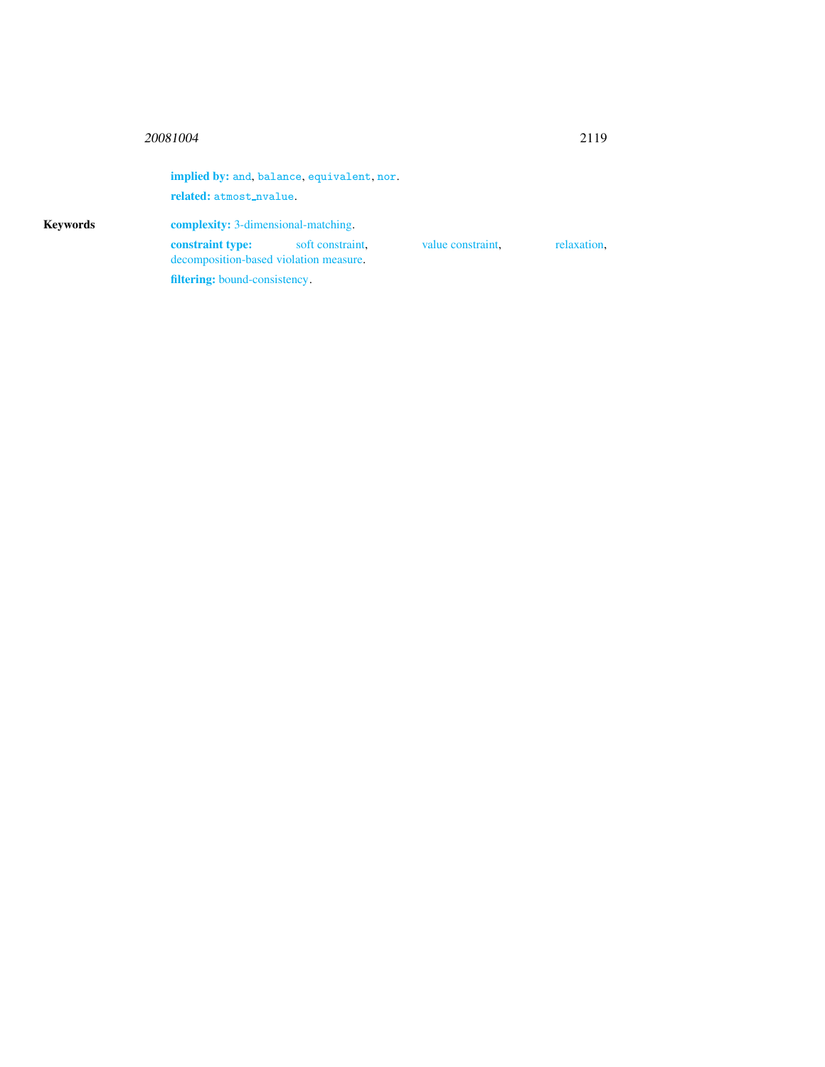**implied by:** `and`, `balance`, `equivalent`, `nor`.

**related:** `atmost_nvalue`.

**Keywords**

**complexity:** 3-dimensional-matching.

**constraint type:** soft constraint, value constraint, relaxation, decomposition-based violation measure.

**filtering:** bound-consistency.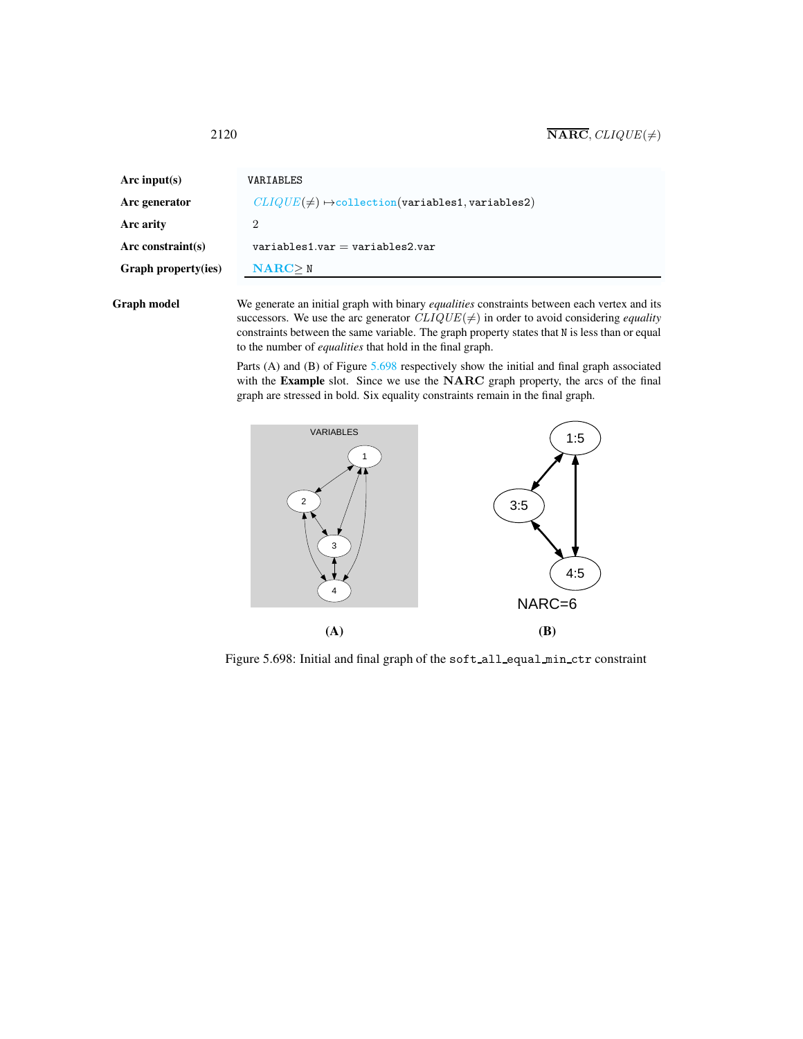| | |
|---|---|
| **Arc input(s)** | VARIABLES |
| **Arc generator** | $CLIQUE(\neq) \mapsto$ collection(variables1, variables2) |
| **Arc arity** | 2 |
| **Arc constraint(s)** | variables1.var = variables2.var |
| **Graph property(ies)** | **NARC** $\geq$ N |

**Graph model**

We generate an initial graph with binary *equalities* constraints between each vertex and its successors. We use the arc generator $CLIQUE(\neq)$ in order to avoid considering *equality* constraints between the same variable. The graph property states that N is less than or equal to the number of *equalities* that hold in the final graph.

Parts (A) and (B) of Figure 5.698 respectively show the initial and final graph associated with the **Example** slot. Since we use the **NARC** graph property, the arcs of the final graph are stressed in bold. Six equality constraints remain in the final graph.

Figure 5.698: Initial and final graph of the soft_all_equal_min_ctr constraint